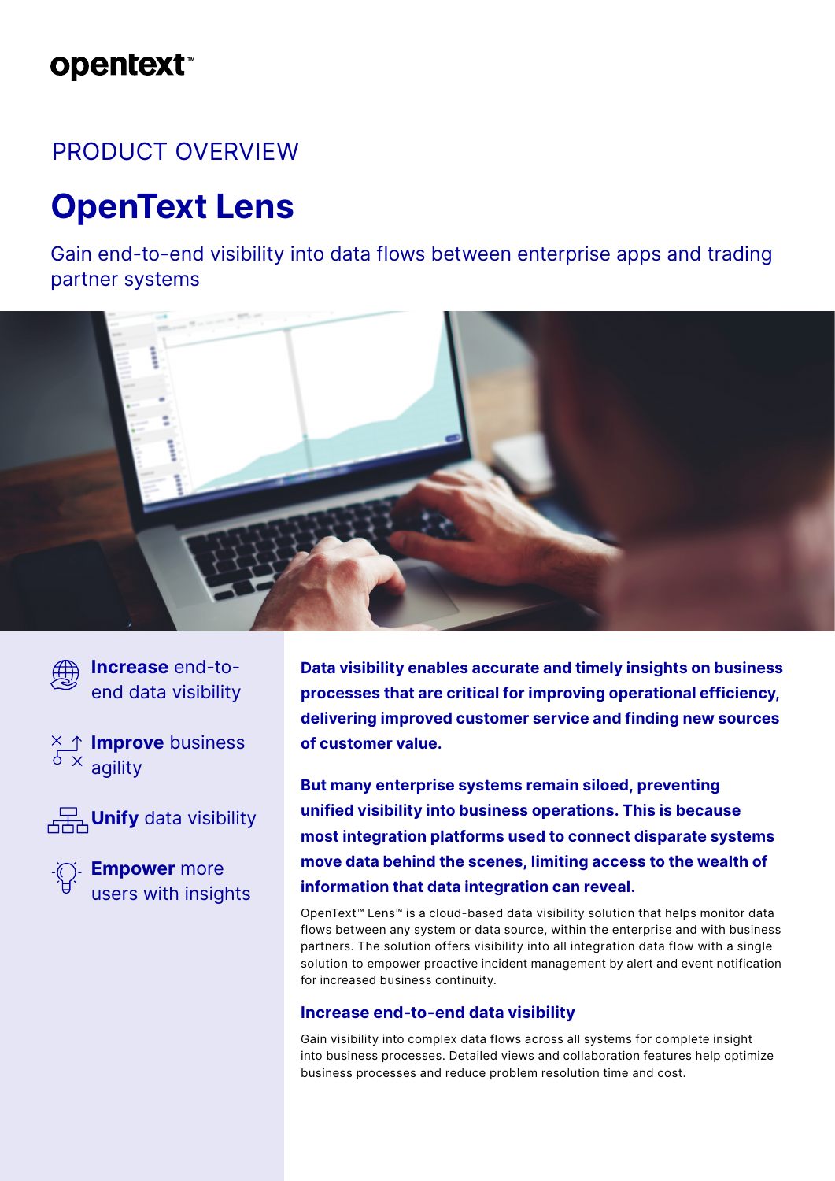opentext™

PRODUCT OVERVIEW

# OpenText Lens

Gain end-to-end visibility into data flows between enterprise apps and trading partner systems

**Increase** end-to-end data visibility

**Improve** business agility

**Unify** data visibility

**Empower** more users with insights

**Data visibility enables accurate and timely insights on business processes that are critical for improving operational efficiency, delivering improved customer service and finding new sources of customer value.**

**But many enterprise systems remain siloed, preventing unified visibility into business operations. This is because most integration platforms used to connect disparate systems move data behind the scenes, limiting access to the wealth of information that data integration can reveal.**

OpenText™ Lens™ is a cloud-based data visibility solution that helps monitor data flows between any system or data source, within the enterprise and with business partners. The solution offers visibility into all integration data flow with a single solution to empower proactive incident management by alert and event notification for increased business continuity.

## Increase end-to-end data visibility

Gain visibility into complex data flows across all systems for complete insight into business processes. Detailed views and collaboration features help optimize business processes and reduce problem resolution time and cost.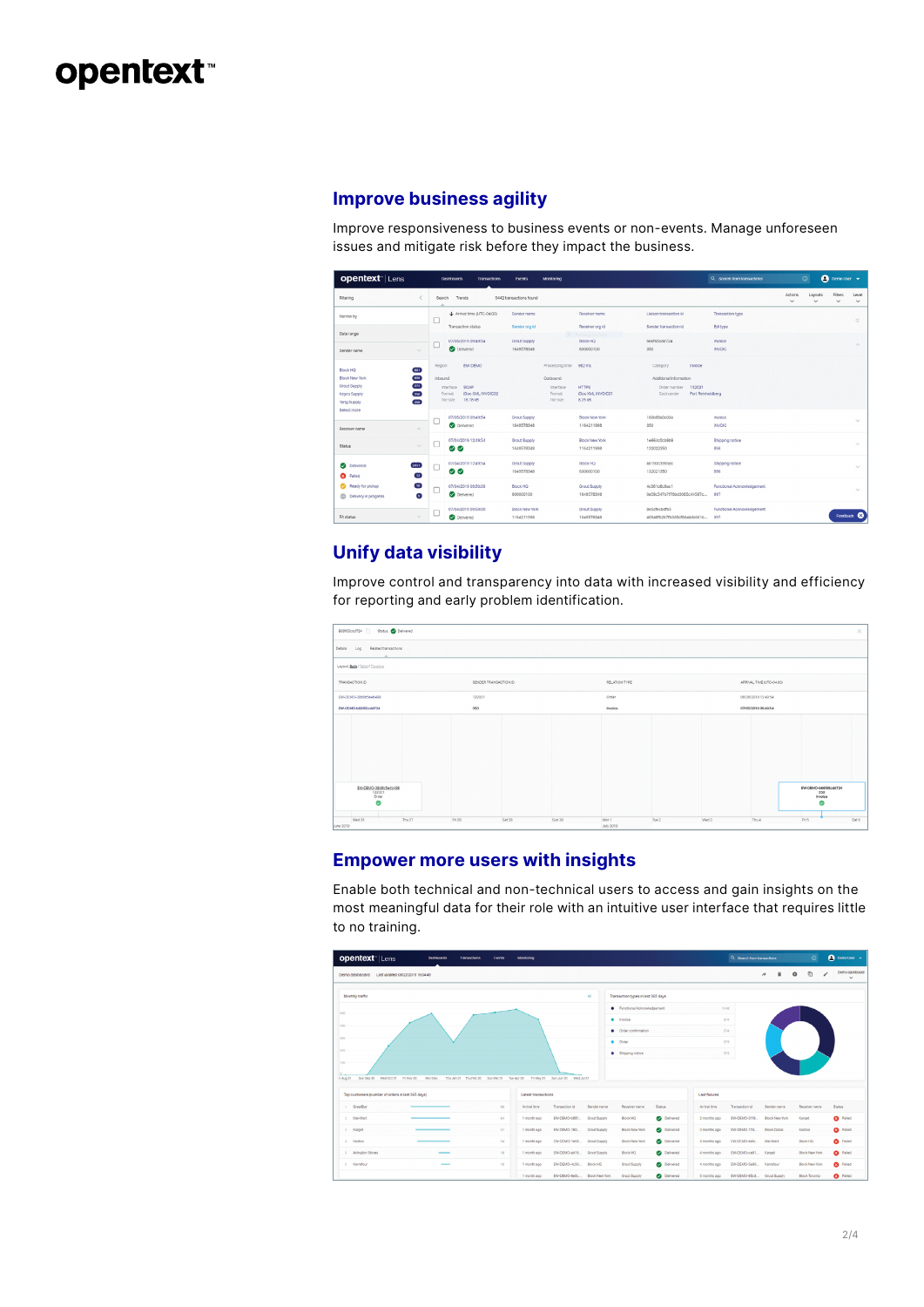## Improve business agility

Improve responsiveness to business events or non-events. Manage unforeseen issues and mitigate risk before they impact the business.

## Unify data visibility

Improve control and transparency into data with increased visibility and efficiency for reporting and early problem identification.

## Empower more users with insights

Enable both technical and non-technical users to access and gain insights on the most meaningful data for their role with an intuitive user interface that requires little to no training.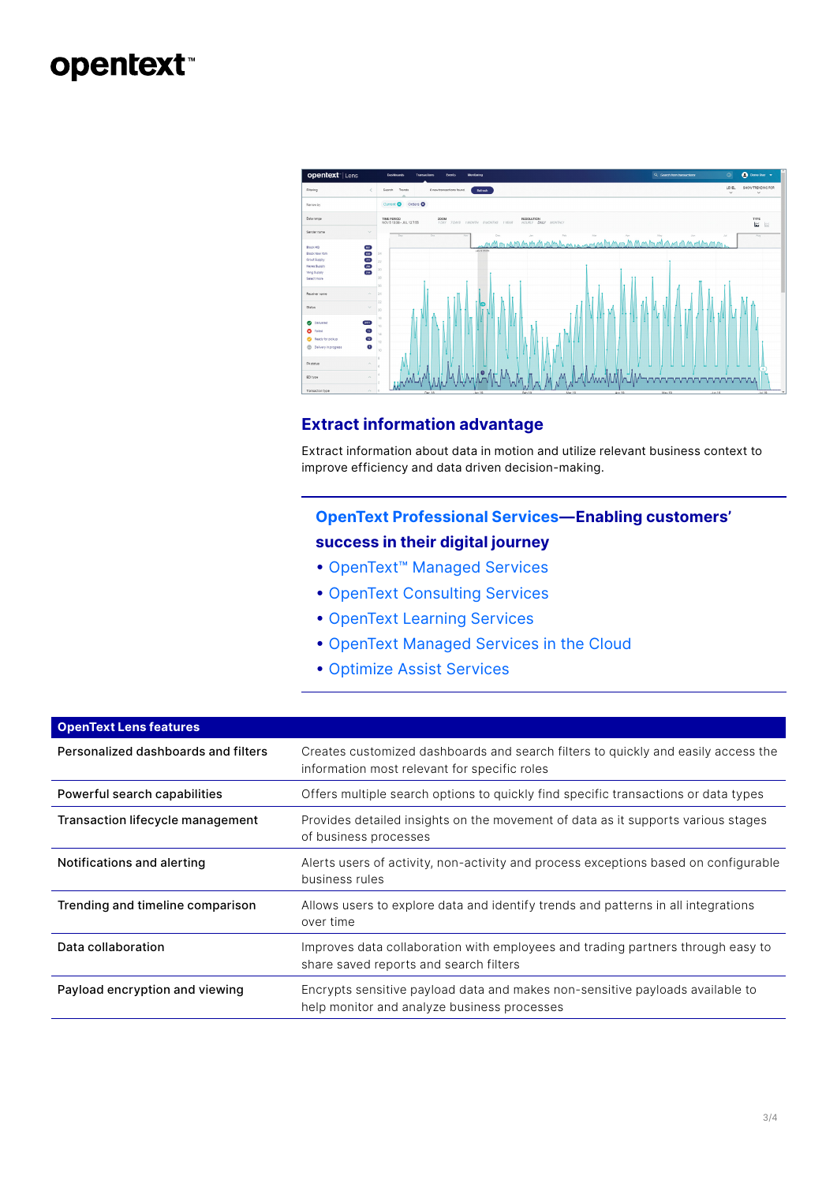## Extract information advantage

Extract information about data in motion and utilize relevant business context to improve efficiency and data driven decision-making.

### OpenText Professional Services—Enabling customers' success in their digital journey

- OpenText™ Managed Services
- OpenText Consulting Services
- OpenText Learning Services
- OpenText Managed Services in the Cloud
- Optimize Assist Services

| OpenText Lens features | |
|---|---|
| Personalized dashboards and filters | Creates customized dashboards and search filters to quickly and easily access the information most relevant for specific roles |
| Powerful search capabilities | Offers multiple search options to quickly find specific transactions or data types |
| Transaction lifecycle management | Provides detailed insights on the movement of data as it supports various stages of business processes |
| Notifications and alerting | Alerts users of activity, non-activity and process exceptions based on configurable business rules |
| Trending and timeline comparison | Allows users to explore data and identify trends and patterns in all integrations over time |
| Data collaboration | Improves data collaboration with employees and trading partners through easy to share saved reports and search filters |
| Payload encryption and viewing | Encrypts sensitive payload data and makes non-sensitive payloads available to help monitor and analyze business processes |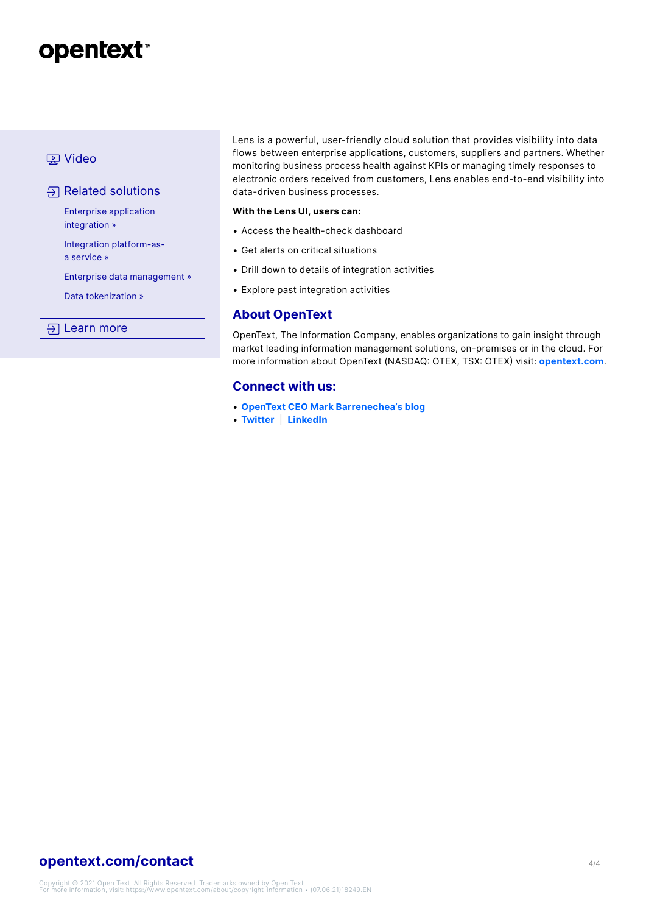opentext™

Video

Related solutions

Enterprise application integration »

Integration platform-as-a service »

Enterprise data management »

Data tokenization »

Learn more

Lens is a powerful, user-friendly cloud solution that provides visibility into data flows between enterprise applications, customers, suppliers and partners. Whether monitoring business process health against KPIs or managing timely responses to electronic orders received from customers, Lens enables end-to-end visibility into data-driven business processes.

**With the Lens UI, users can:**

- Access the health-check dashboard
- Get alerts on critical situations
- Drill down to details of integration activities
- Explore past integration activities

## About OpenText

OpenText, The Information Company, enables organizations to gain insight through market leading information management solutions, on-premises or in the cloud. For more information about OpenText (NASDAQ: OTEX, TSX: OTEX) visit: **opentext.com**.

## Connect with us:

- **OpenText CEO Mark Barrenechea's blog**
- **Twitter** | **LinkedIn**

**opentext.com/contact**

Copyright © 2021 Open Text. All Rights Reserved. Trademarks owned by Open Text.
For more information, visit: https://www.opentext.com/about/copyright-information • (07.06.21)18249.EN